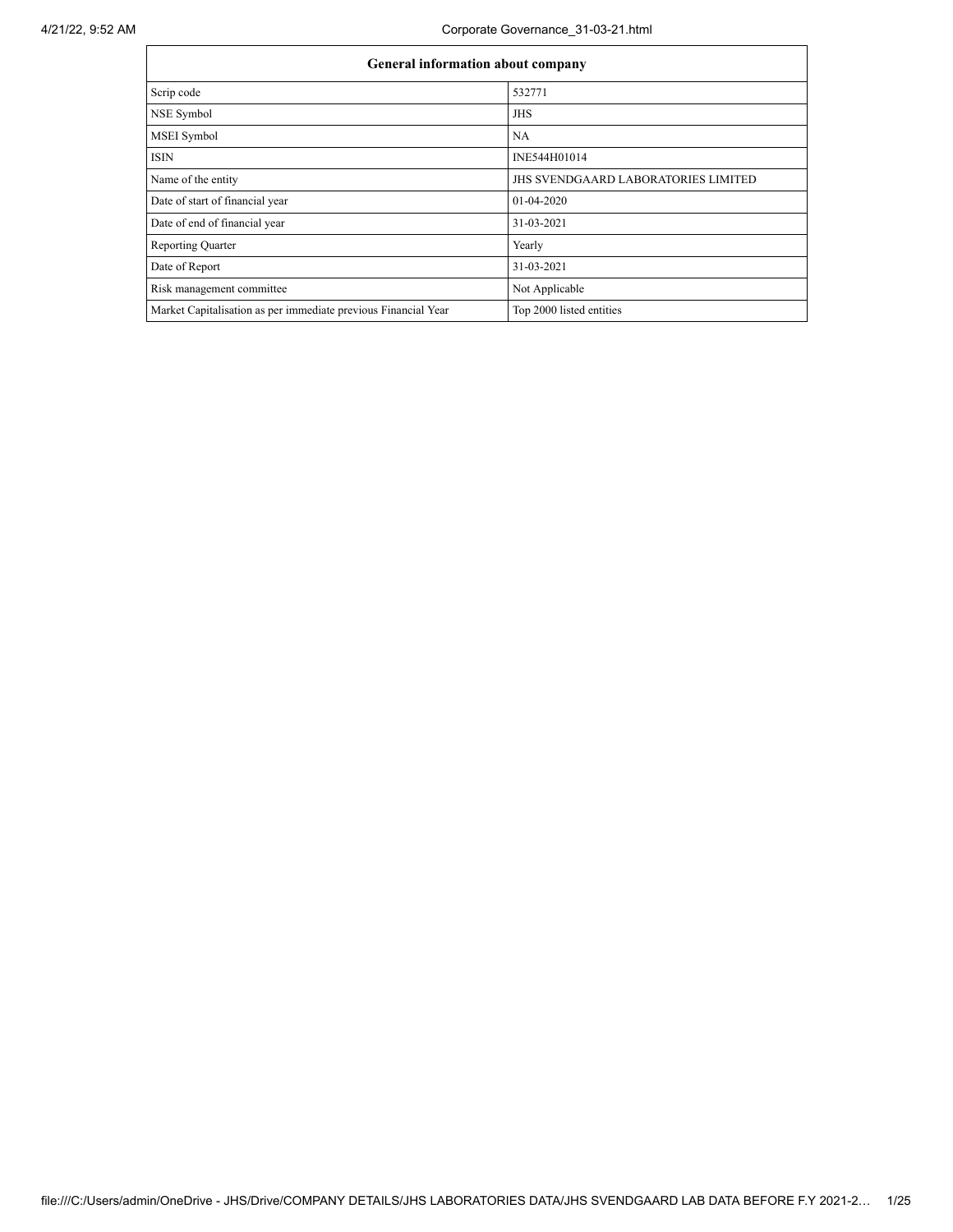| General information about company | |
|---|---|
| Scrip code | 532771 |
| NSE Symbol | JHS |
| MSEI Symbol | NA |
| ISIN | INE544H01014 |
| Name of the entity | JHS SVENDGAARD LABORATORIES LIMITED |
| Date of start of financial year | 01-04-2020 |
| Date of end of financial year | 31-03-2021 |
| Reporting Quarter | Yearly |
| Date of Report | 31-03-2021 |
| Risk management committee | Not Applicable |
| Market Capitalisation as per immediate previous Financial Year | Top 2000 listed entities |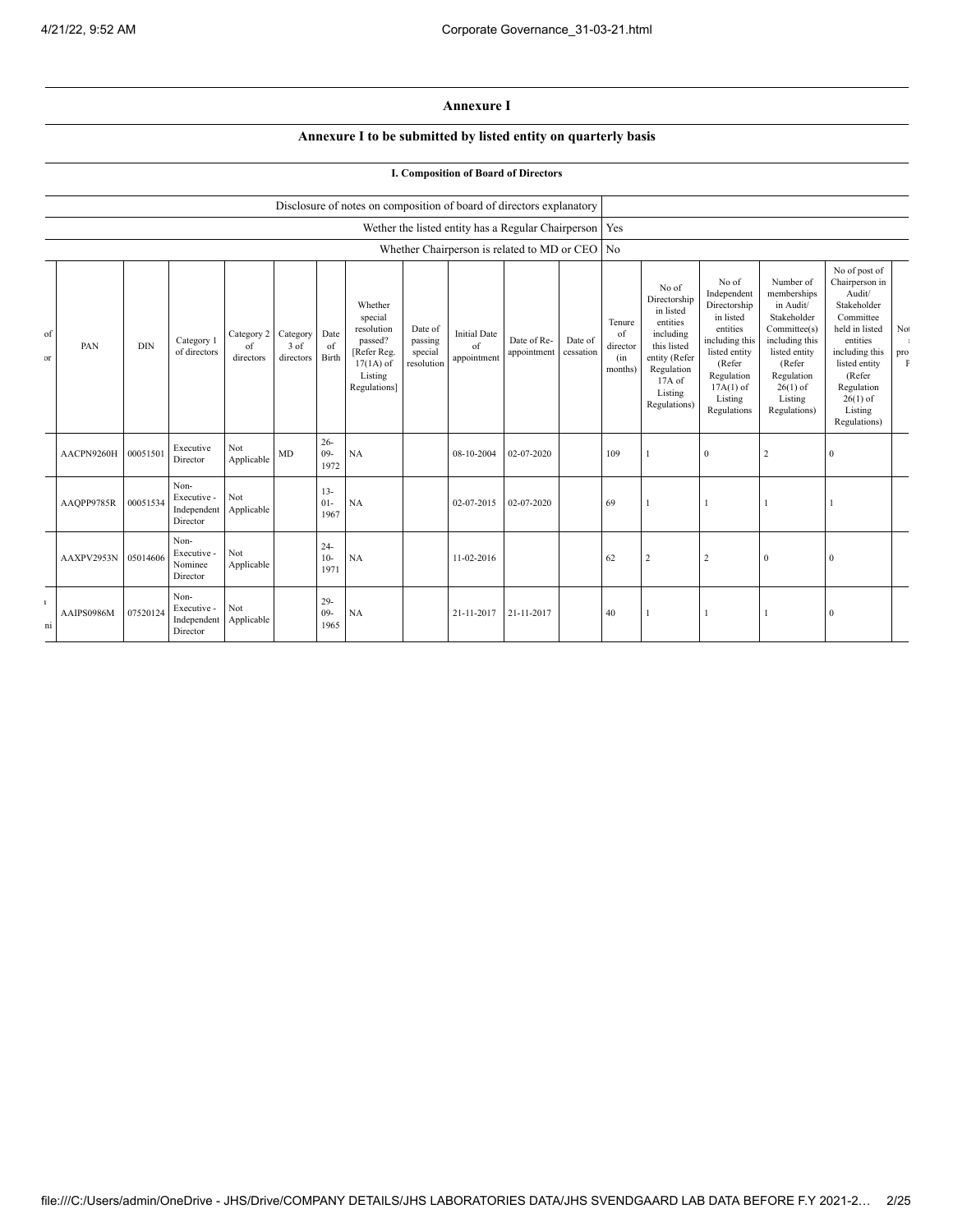## Annexure I

### Annexure I to be submitted by listed entity on quarterly basis

#### I. Composition of Board of Directors

| | |
|---|---|
| Disclosure of notes on composition of board of directors explanatory | |
| Wether the listed entity has a Regular Chairperson | Yes |
| Whether Chairperson is related to MD or CEO | No |

| of or | PAN | DIN | Category 1 of directors | Category 2 of directors | Category 3 of directors | Date of Birth | Whether special resolution passed? [Refer Reg. 17(1A) of Listing Regulations] | Date of passing special resolution | Initial Date of appointment | Date of Re-appointment | Date of cessation | Tenure of director (in months) | No of Directorship in listed entities including this listed entity (Refer Regulation 17A of Listing Regulations) | No of Independent Directorship in listed entities including this listed entity (Refer Regulation 17A(1) of Listing Regulations | Number of memberships in Audit/ Stakeholder Committee(s) including this listed entity (Refer Regulation 26(1) of Listing Regulations) | No of post of Chairperson in Audit/ Stakeholder Committee held in listed entities including this listed entity (Refer Regulation 26(1) of Listing Regulations) | No pro F |
|---|---|---|---|---|---|---|---|---|---|---|---|---|---|---|---|---|---|
| | AACPN9260H | 00051501 | Executive Director | Not Applicable | MD | 26-09-1972 | NA | | 08-10-2004 | 02-07-2020 | | 109 | 1 | 0 | 2 | 0 | |
| | AAQPP9785R | 00051534 | Non-Executive - Independent Director | Not Applicable | | 13-01-1967 | NA | | 02-07-2015 | 02-07-2020 | | 69 | 1 | 1 | 1 | 1 | |
| | AAXPV2953N | 05014606 | Non-Executive - Nominee Director | Not Applicable | | 24-10-1971 | NA | | 11-02-2016 | | | 62 | 2 | 2 | 0 | 0 | |
| ı ni | AAIPS0986M | 07520124 | Non-Executive - Independent Director | Not Applicable | | 29-09-1965 | NA | | 21-11-2017 | 21-11-2017 | | 40 | 1 | 1 | 1 | 0 | |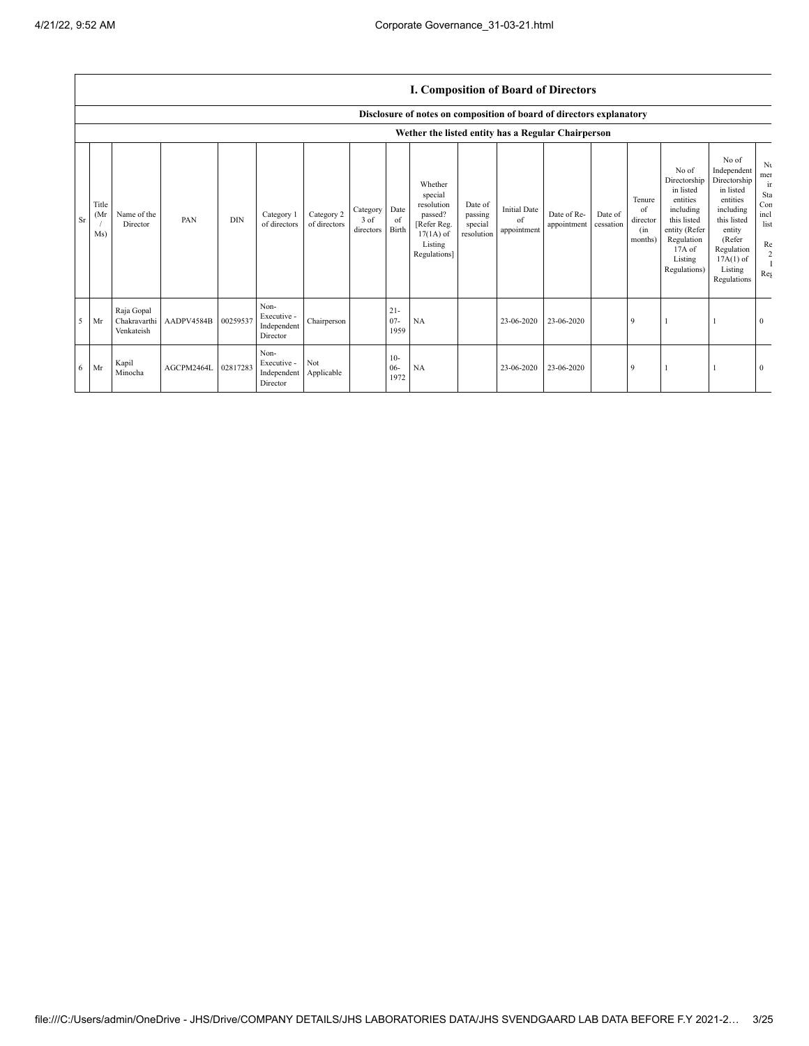## I. Composition of Board of Directors

### Disclosure of notes on composition of board of directors explanatory

### Wether the listed entity has a Regular Chairperson

| Sr | Title (Mr / Ms) | Name of the Director | PAN | DIN | Category 1 of directors | Category 2 of directors | Category 3 of directors | Date of Birth | Whether special resolution passed? [Refer Reg. 17(1A) of Listing Regulations] | Date of passing special resolution | Initial Date of appointment | Date of Re-appointment | Date of cessation | Tenure of director (in months) | No of Directorship in listed entities including this listed entity (Refer Regulation 17A of Listing Regulations) | No of Independent Directorship in listed entities including this listed entity (Refer Regulation 17A(1) of Listing Regulations | Nu mer in Sta Con incl list Re 2 I Reg |
|---|---|---|---|---|---|---|---|---|---|---|---|---|---|---|---|---|---|
| 5 | Mr | Raja Gopal Chakravarthi Venkateish | AADPV4584B | 00259537 | Non-Executive - Independent Director | Chairperson | | 21-07-1959 | NA | | 23-06-2020 | 23-06-2020 | | 9 | 1 | 1 | 0 |
| 6 | Mr | Kapil Minocha | AGCPM2464L | 02817283 | Non-Executive - Independent Director | Not Applicable | | 10-06-1972 | NA | | 23-06-2020 | 23-06-2020 | | 9 | 1 | 1 | 0 |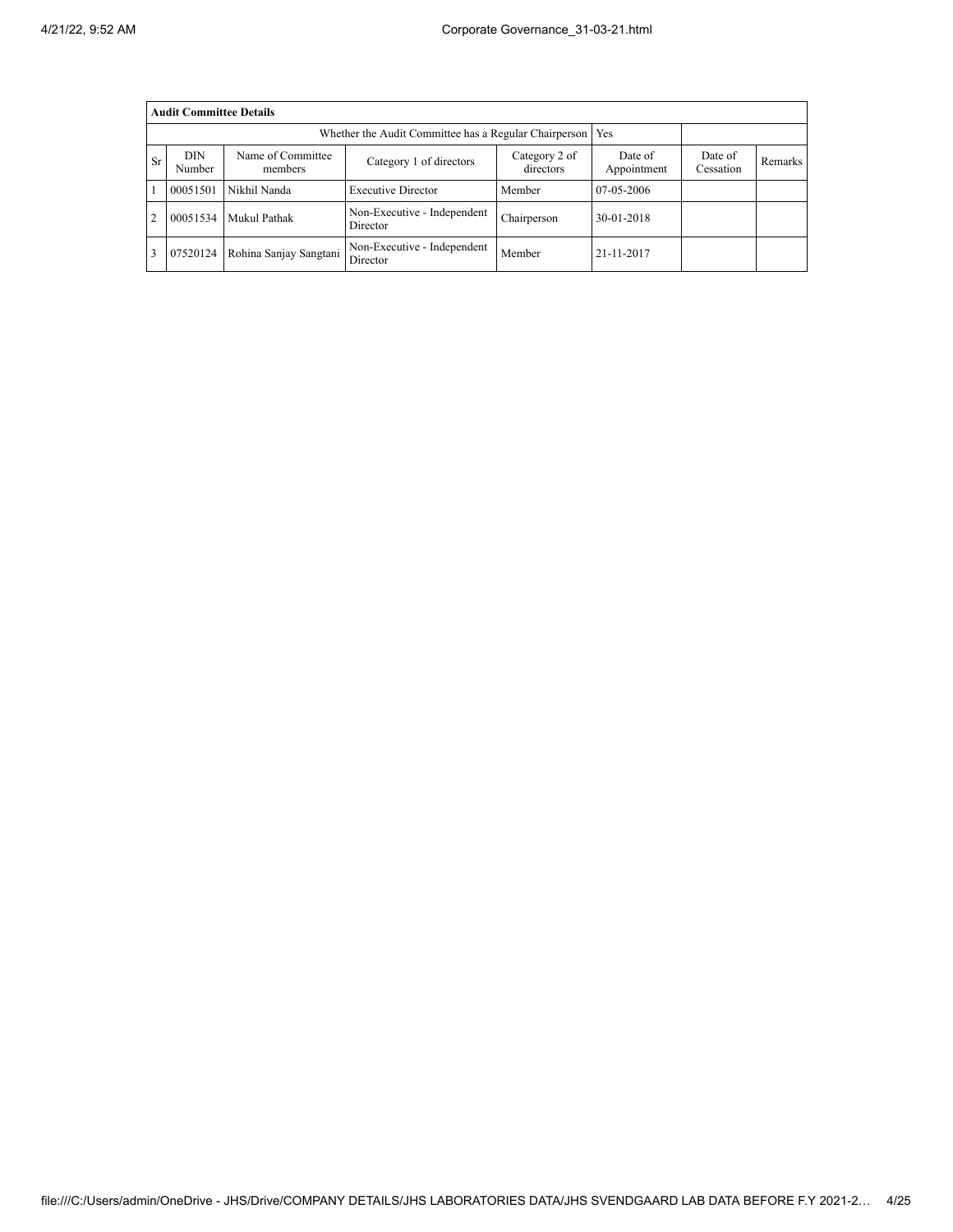| Audit Committee Details | | | | | | | |
|---|---|---|---|---|---|---|---|
| Whether the Audit Committee has a Regular Chairperson | | | | | Yes | | |
| Sr | DIN Number | Name of Committee members | Category 1 of directors | Category 2 of directors | Date of Appointment | Date of Cessation | Remarks |
| 1 | 00051501 | Nikhil Nanda | Executive Director | Member | 07-05-2006 | | |
| 2 | 00051534 | Mukul Pathak | Non-Executive - Independent Director | Chairperson | 30-01-2018 | | |
| 3 | 07520124 | Rohina Sanjay Sangtani | Non-Executive - Independent Director | Member | 21-11-2017 | | |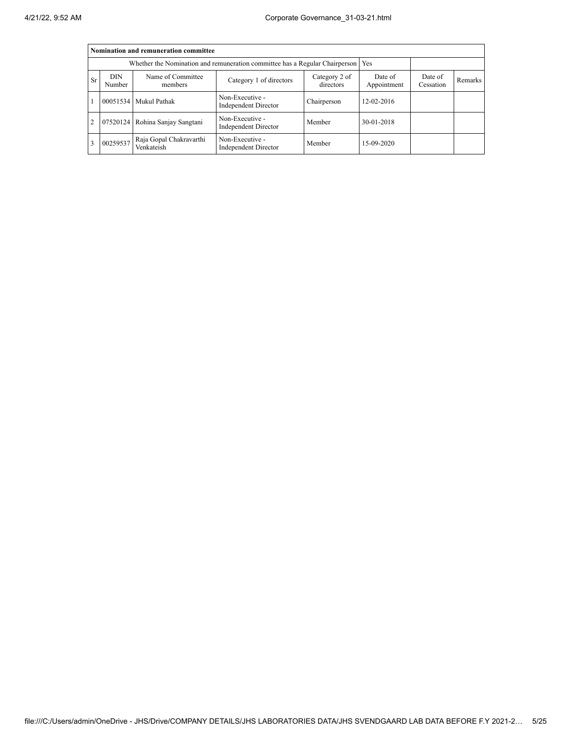| Nomination and remuneration committee | | | | | | | |
|---|---|---|---|---|---|---|---|
| Whether the Nomination and remuneration committee has a Regular Chairperson | | | | | Yes | | |
| Sr | DIN Number | Name of Committee members | Category 1 of directors | Category 2 of directors | Date of Appointment | Date of Cessation | Remarks |
| 1 | 00051534 | Mukul Pathak | Non-Executive - Independent Director | Chairperson | 12-02-2016 | | |
| 2 | 07520124 | Rohina Sanjay Sangtani | Non-Executive - Independent Director | Member | 30-01-2018 | | |
| 3 | 00259537 | Raja Gopal Chakravarthi Venkateish | Non-Executive - Independent Director | Member | 15-09-2020 | | |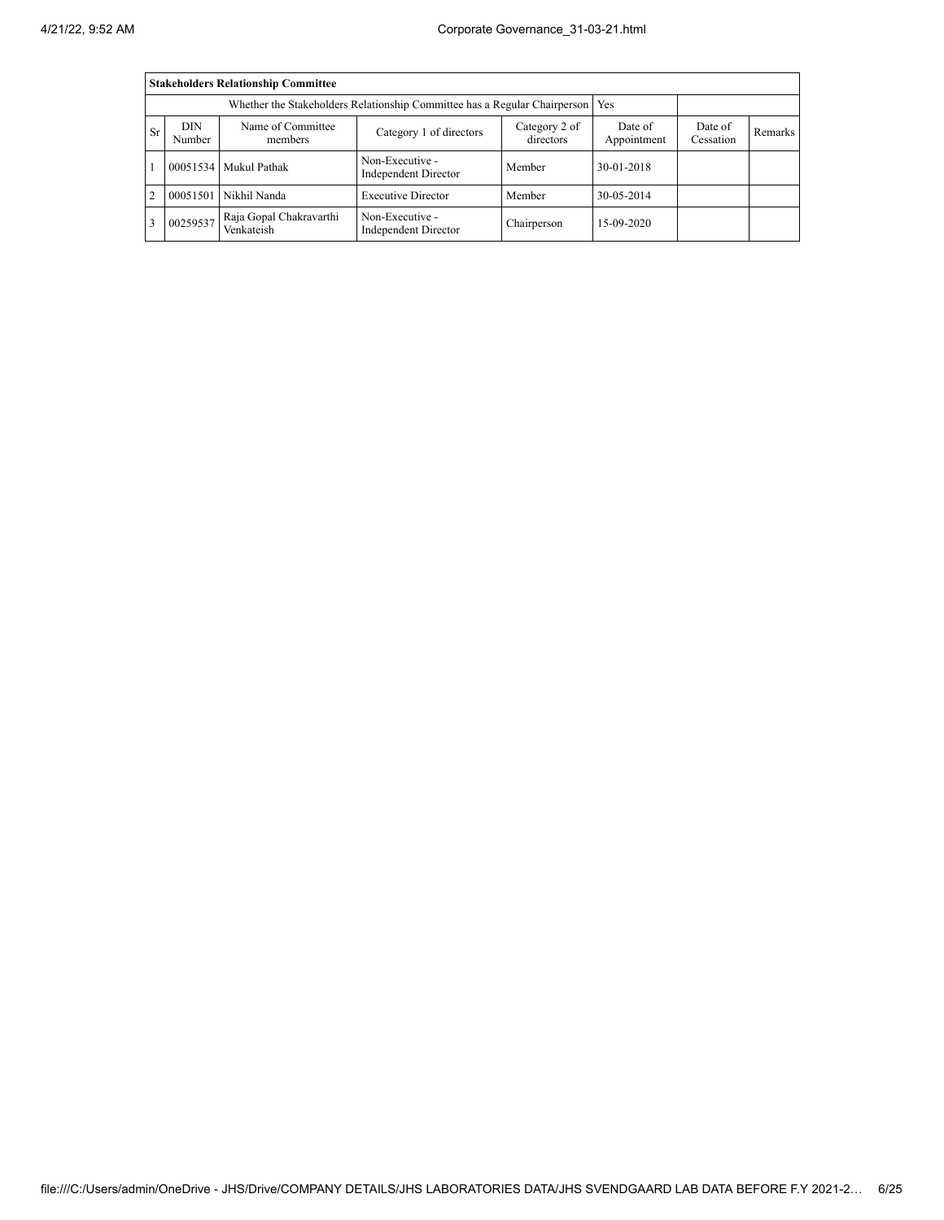| Stakeholders Relationship Committee | | | | | | | |
|---|---|---|---|---|---|---|---|
| Whether the Stakeholders Relationship Committee has a Regular Chairperson | | | | | Yes | | |
| Sr | DIN Number | Name of Committee members | Category 1 of directors | Category 2 of directors | Date of Appointment | Date of Cessation | Remarks |
| 1 | 00051534 | Mukul Pathak | Non-Executive - Independent Director | Member | 30-01-2018 | | |
| 2 | 00051501 | Nikhil Nanda | Executive Director | Member | 30-05-2014 | | |
| 3 | 00259537 | Raja Gopal Chakravarthi Venkateish | Non-Executive - Independent Director | Chairperson | 15-09-2020 | | |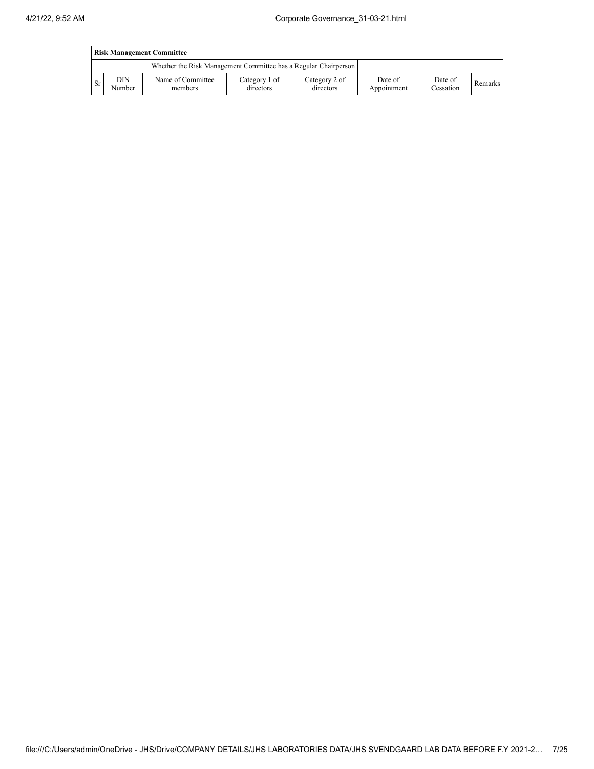| Risk Management Committee | | | | | | | |
|---|---|---|---|---|---|---|---|
| Whether the Risk Management Committee has a Regular Chairperson | | | | | | | |
| Sr | DIN Number | Name of Committee members | Category 1 of directors | Category 2 of directors | Date of Appointment | Date of Cessation | Remarks |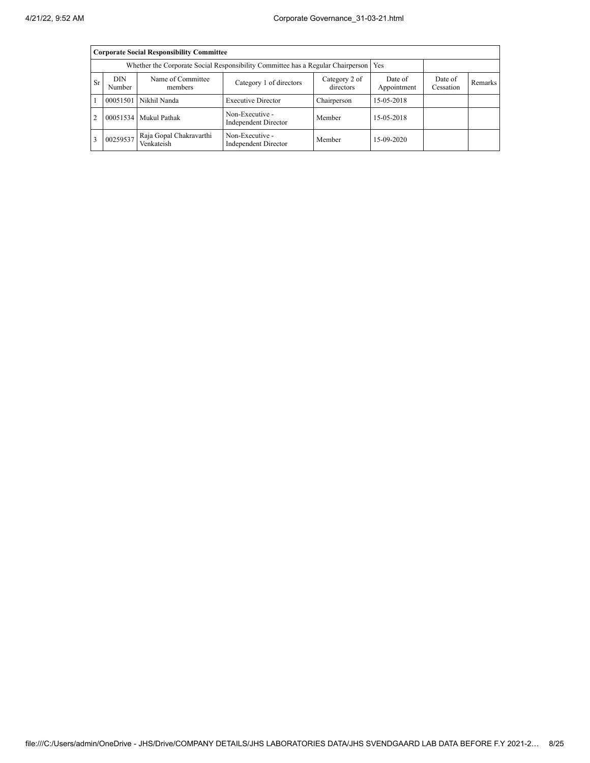| Corporate Social Responsibility Committee | | | | | | | |
|---|---|---|---|---|---|---|---|
| Whether the Corporate Social Responsibility Committee has a Regular Chairperson | | | | | Yes | | |
| Sr | DIN Number | Name of Committee members | Category 1 of directors | Category 2 of directors | Date of Appointment | Date of Cessation | Remarks |
| 1 | 00051501 | Nikhil Nanda | Executive Director | Chairperson | 15-05-2018 | | |
| 2 | 00051534 | Mukul Pathak | Non-Executive - Independent Director | Member | 15-05-2018 | | |
| 3 | 00259537 | Raja Gopal Chakravarthi Venkateish | Non-Executive - Independent Director | Member | 15-09-2020 | | |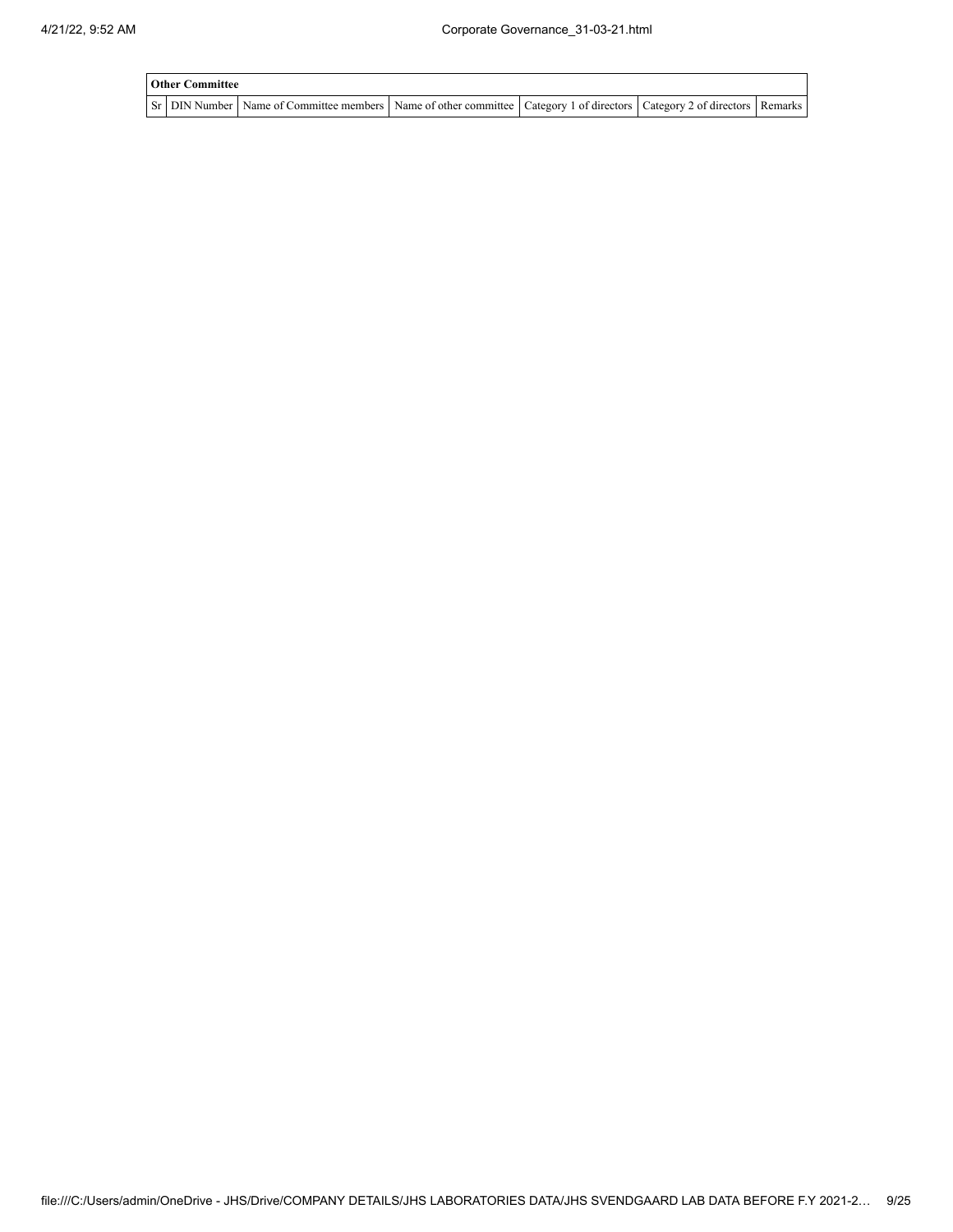| Other Committee | | | | | | |
|---|---|---|---|---|---|---|
| Sr | DIN Number | Name of Committee members | Name of other committee | Category 1 of directors | Category 2 of directors | Remarks |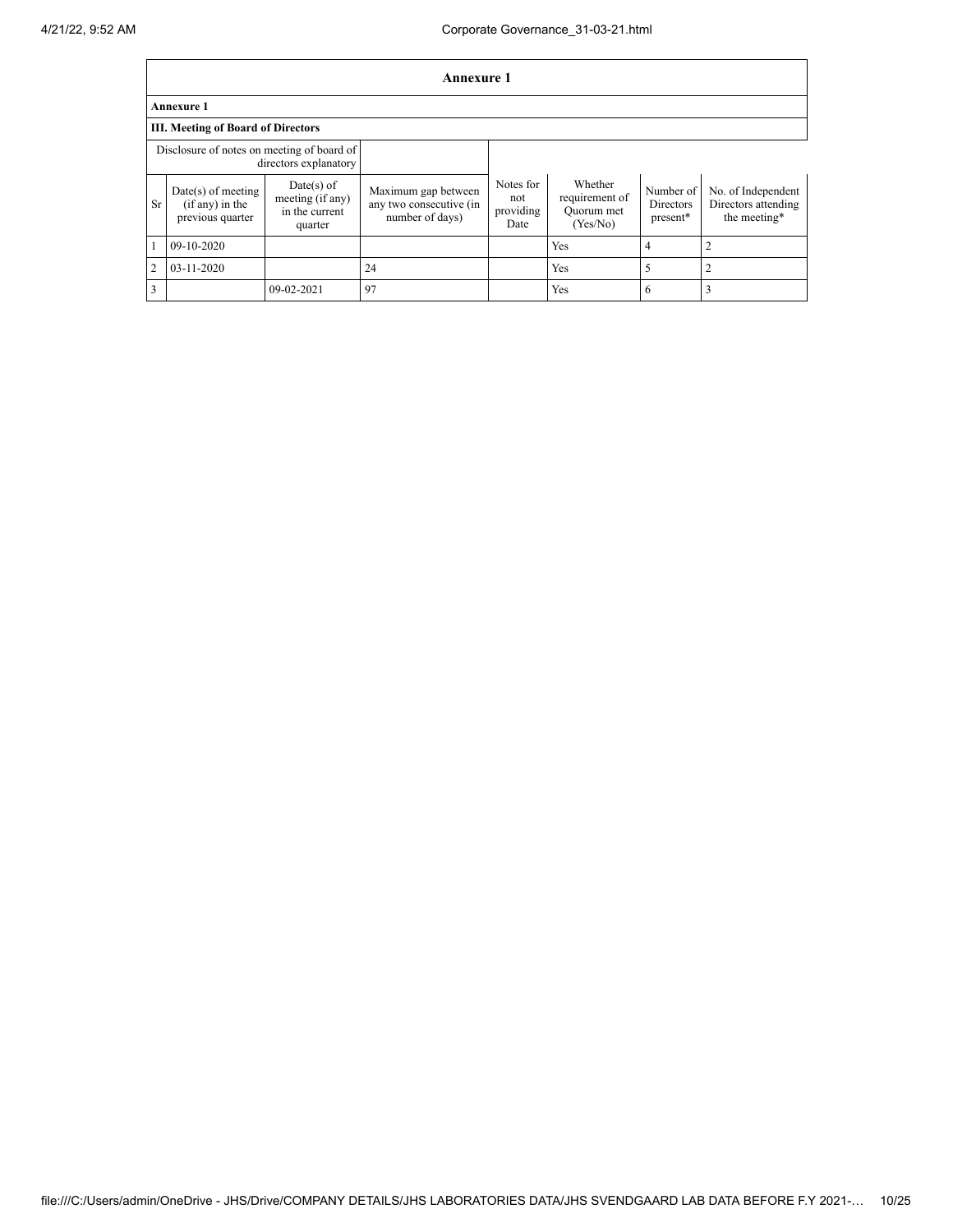# Annexure 1

**Annexure 1**

**III. Meeting of Board of Directors**

Disclosure of notes on meeting of board of directors explanatory

| Sr | Date(s) of meeting (if any) in the previous quarter | Date(s) of meeting (if any) in the current quarter | Maximum gap between any two consecutive (in number of days) | Notes for not providing Date | Whether requirement of Quorum met (Yes/No) | Number of Directors present* | No. of Independent Directors attending the meeting* |
|---|---|---|---|---|---|---|---|
| 1 | 09-10-2020 | | | | Yes | 4 | 2 |
| 2 | 03-11-2020 | | 24 | | Yes | 5 | 2 |
| 3 | | 09-02-2021 | 97 | | Yes | 6 | 3 |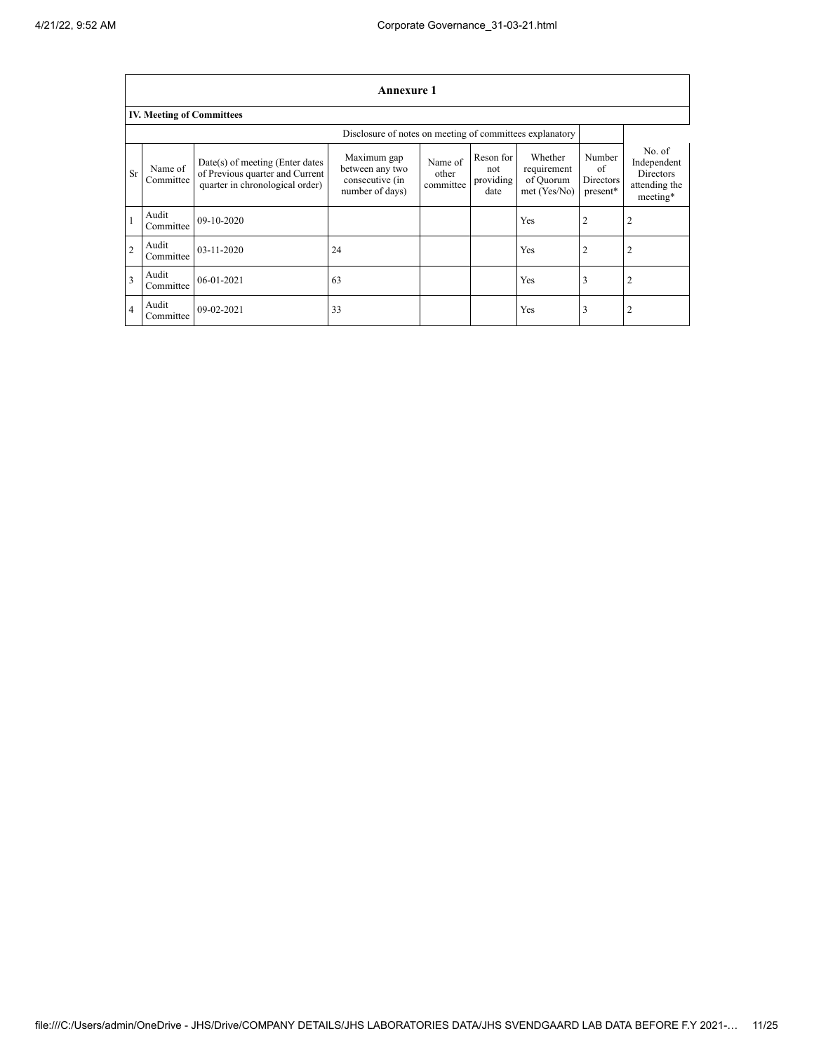| Annexure 1 | | | | | | | | |
|---|---|---|---|---|---|---|---|---|
| **IV. Meeting of Committees** | | | | | | | | |
| Disclosure of notes on meeting of committees explanatory | | | | | | | | |
| Sr | Name of Committee | Date(s) of meeting (Enter dates of Previous quarter and Current quarter in chronological order) | Maximum gap between any two consecutive (in number of days) | Name of other committee | Reson for not providing date | Whether requirement of Quorum met (Yes/No) | Number of Directors present* | No. of Independent Directors attending the meeting* |
| 1 | Audit Committee | 09-10-2020 | | | | Yes | 2 | 2 |
| 2 | Audit Committee | 03-11-2020 | 24 | | | Yes | 2 | 2 |
| 3 | Audit Committee | 06-01-2021 | 63 | | | Yes | 3 | 2 |
| 4 | Audit Committee | 09-02-2021 | 33 | | | Yes | 3 | 2 |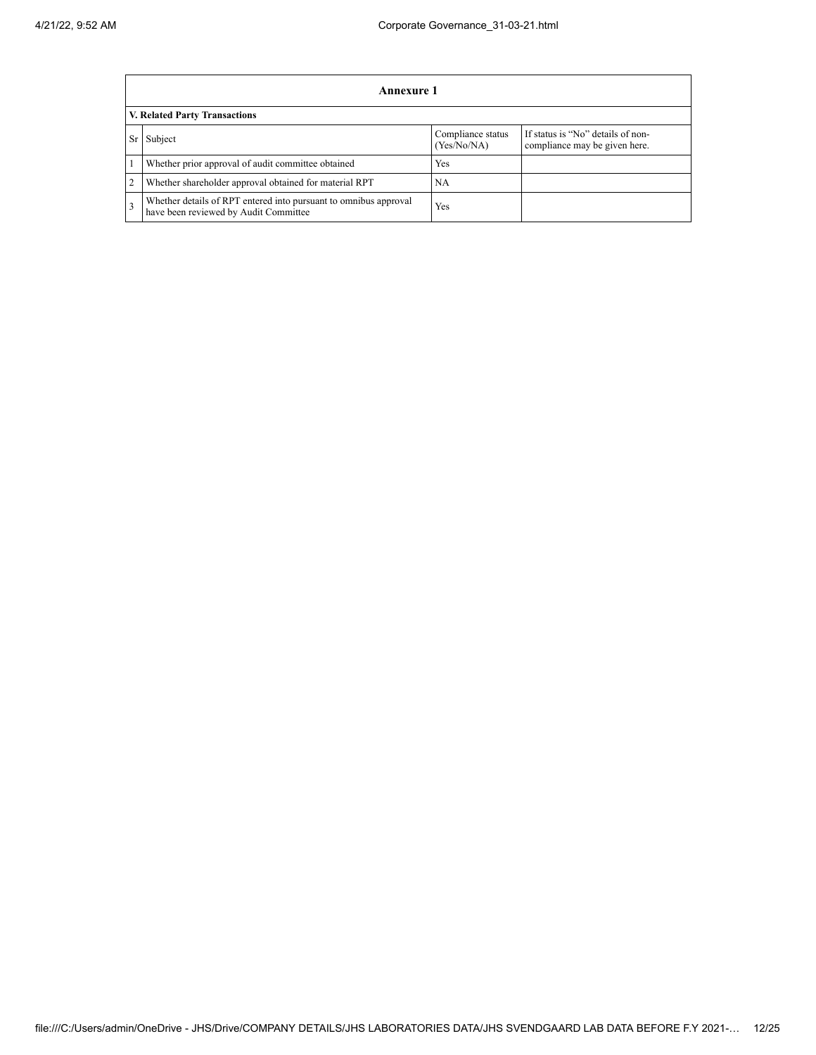## Annexure 1

### V. Related Party Transactions

| Sr | Subject | Compliance status (Yes/No/NA) | If status is "No" details of non-compliance may be given here. |
|---|---|---|---|
| 1 | Whether prior approval of audit committee obtained | Yes | |
| 2 | Whether shareholder approval obtained for material RPT | NA | |
| 3 | Whether details of RPT entered into pursuant to omnibus approval have been reviewed by Audit Committee | Yes | |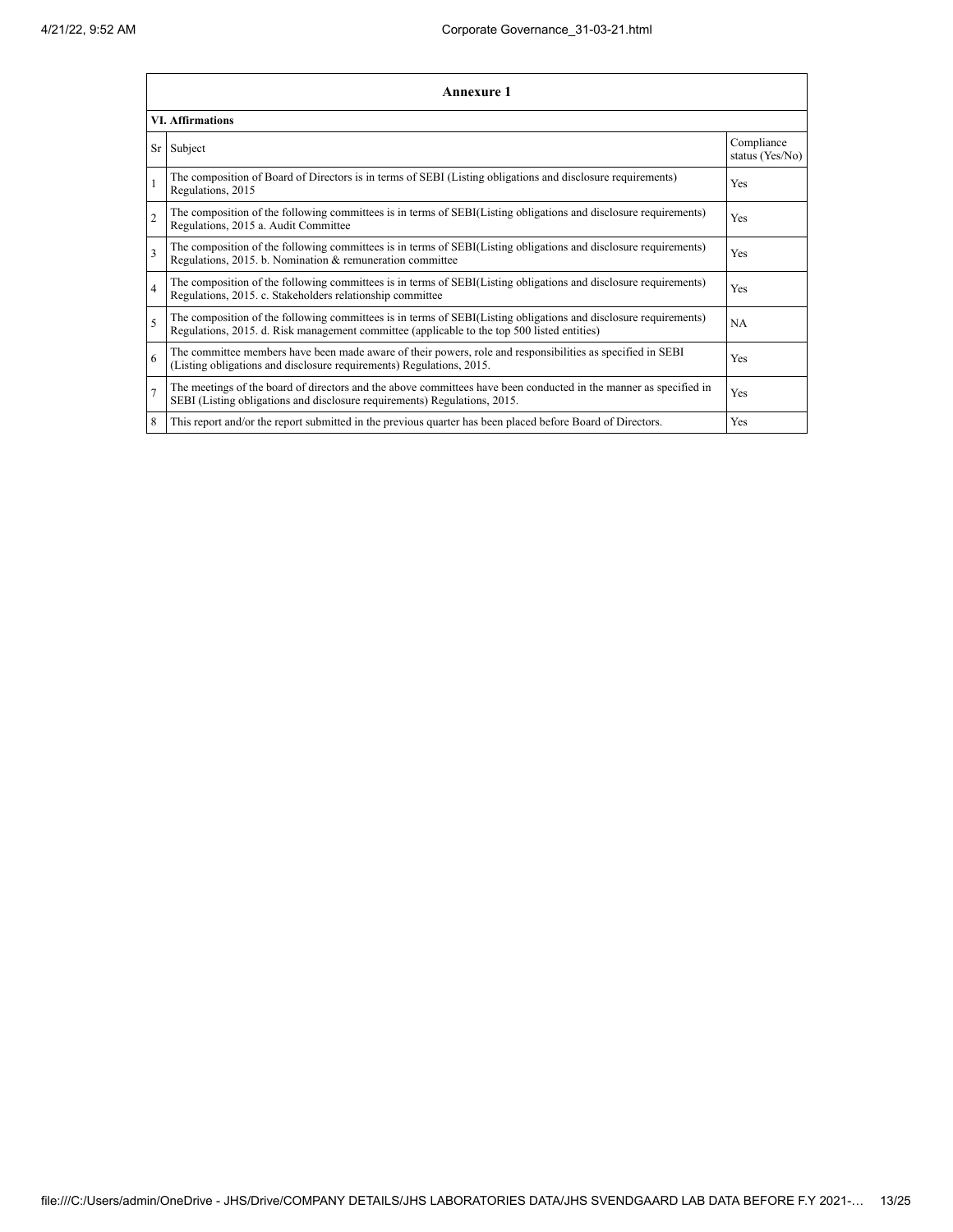| Annexure 1 | | |
|---|---|---|
| **VI. Affirmations** | | |
| Sr | Subject | Compliance status (Yes/No) |
| 1 | The composition of Board of Directors is in terms of SEBI (Listing obligations and disclosure requirements) Regulations, 2015 | Yes |
| 2 | The composition of the following committees is in terms of SEBI(Listing obligations and disclosure requirements) Regulations, 2015 a. Audit Committee | Yes |
| 3 | The composition of the following committees is in terms of SEBI(Listing obligations and disclosure requirements) Regulations, 2015. b. Nomination & remuneration committee | Yes |
| 4 | The composition of the following committees is in terms of SEBI(Listing obligations and disclosure requirements) Regulations, 2015. c. Stakeholders relationship committee | Yes |
| 5 | The composition of the following committees is in terms of SEBI(Listing obligations and disclosure requirements) Regulations, 2015. d. Risk management committee (applicable to the top 500 listed entities) | NA |
| 6 | The committee members have been made aware of their powers, role and responsibilities as specified in SEBI (Listing obligations and disclosure requirements) Regulations, 2015. | Yes |
| 7 | The meetings of the board of directors and the above committees have been conducted in the manner as specified in SEBI (Listing obligations and disclosure requirements) Regulations, 2015. | Yes |
| 8 | This report and/or the report submitted in the previous quarter has been placed before Board of Directors. | Yes |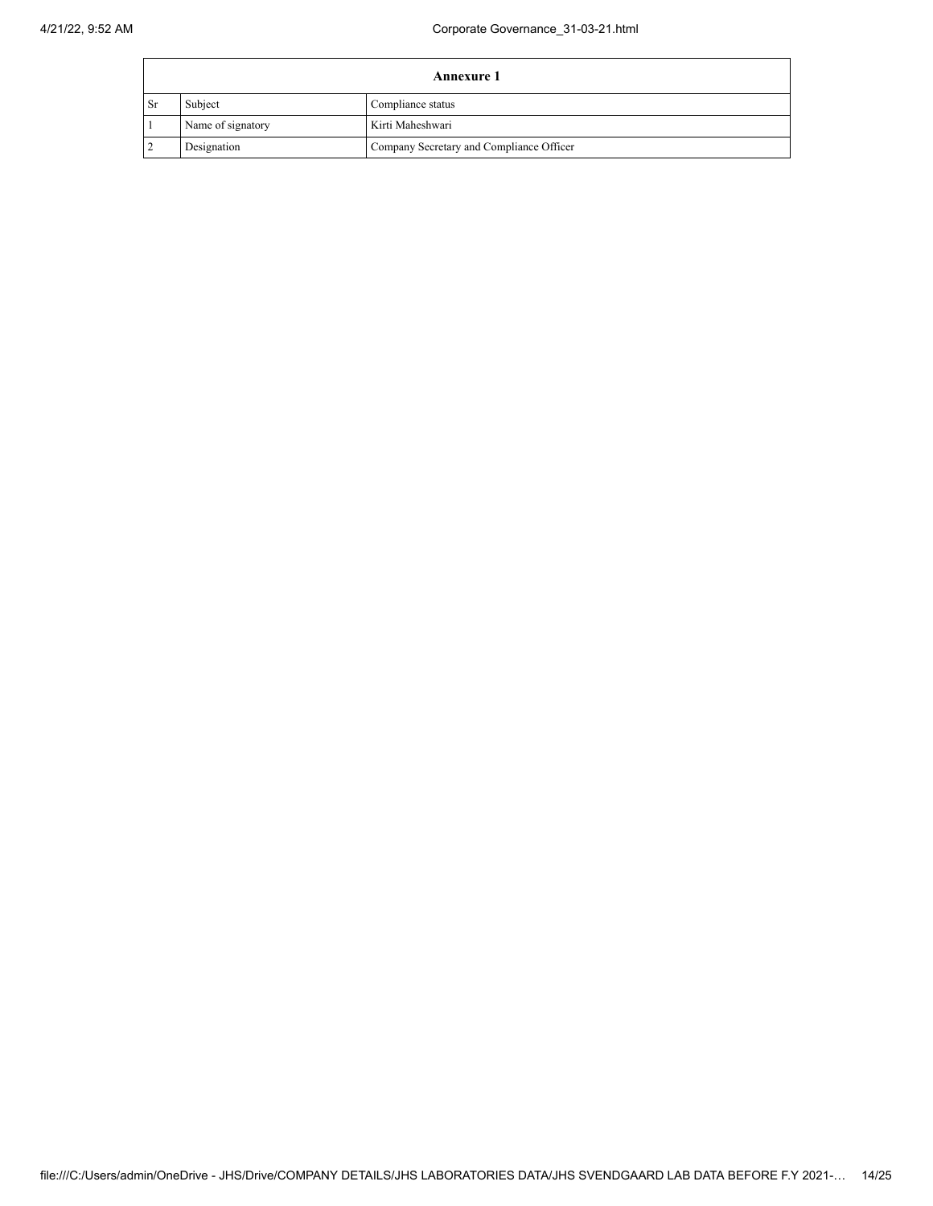| Annexure 1 | | |
|---|---|---|
| Sr | Subject | Compliance status |
| 1 | Name of signatory | Kirti Maheshwari |
| 2 | Designation | Company Secretary and Compliance Officer |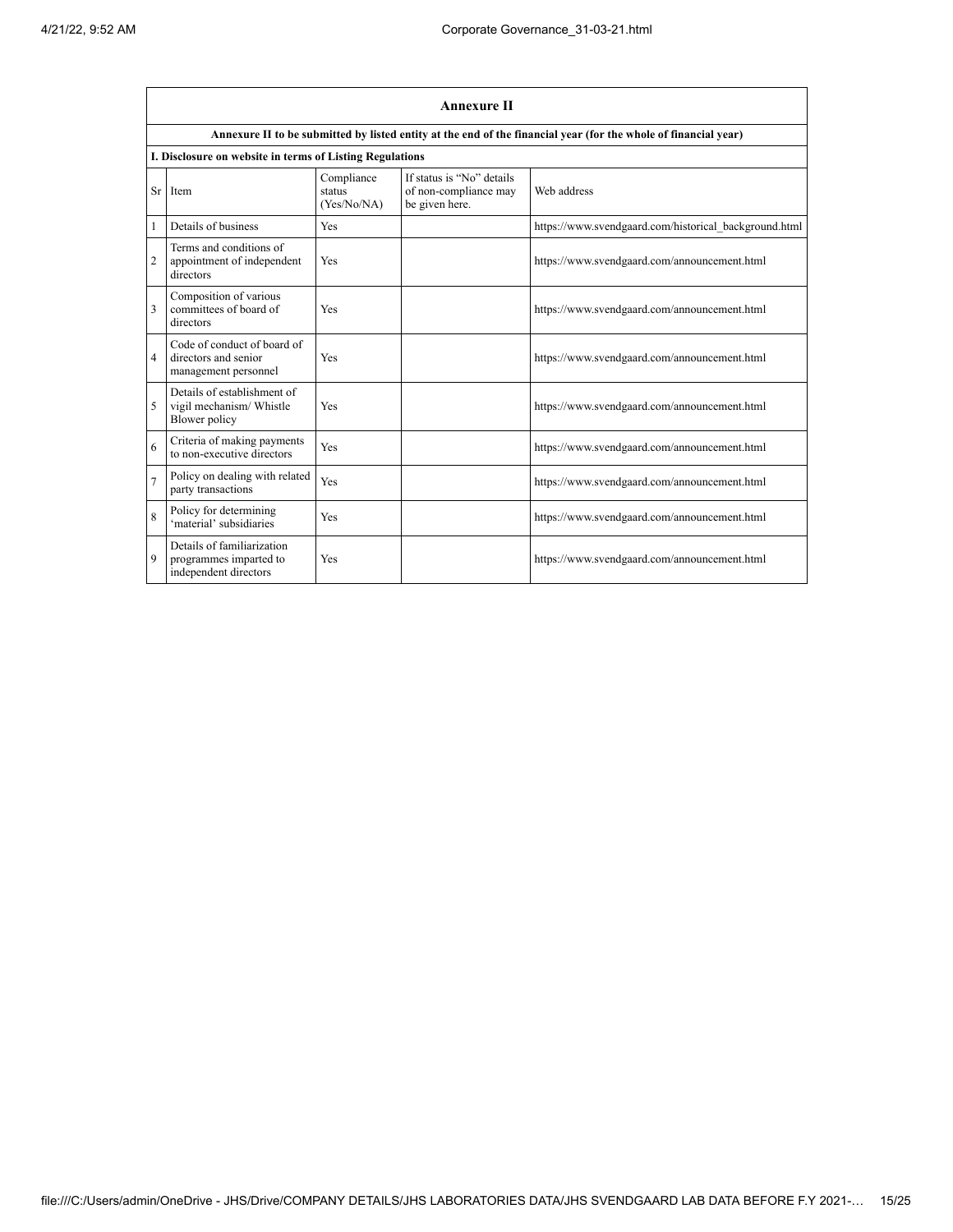## Annexure II

**Annexure II to be submitted by listed entity at the end of the financial year (for the whole of financial year)**

**I. Disclosure on website in terms of Listing Regulations**

| Sr | Item | Compliance status (Yes/No/NA) | If status is "No" details of non-compliance may be given here. | Web address |
|---|---|---|---|---|
| 1 | Details of business | Yes | | https://www.svendgaard.com/historical_background.html |
| 2 | Terms and conditions of appointment of independent directors | Yes | | https://www.svendgaard.com/announcement.html |
| 3 | Composition of various committees of board of directors | Yes | | https://www.svendgaard.com/announcement.html |
| 4 | Code of conduct of board of directors and senior management personnel | Yes | | https://www.svendgaard.com/announcement.html |
| 5 | Details of establishment of vigil mechanism/ Whistle Blower policy | Yes | | https://www.svendgaard.com/announcement.html |
| 6 | Criteria of making payments to non-executive directors | Yes | | https://www.svendgaard.com/announcement.html |
| 7 | Policy on dealing with related party transactions | Yes | | https://www.svendgaard.com/announcement.html |
| 8 | Policy for determining 'material' subsidiaries | Yes | | https://www.svendgaard.com/announcement.html |
| 9 | Details of familiarization programmes imparted to independent directors | Yes | | https://www.svendgaard.com/announcement.html |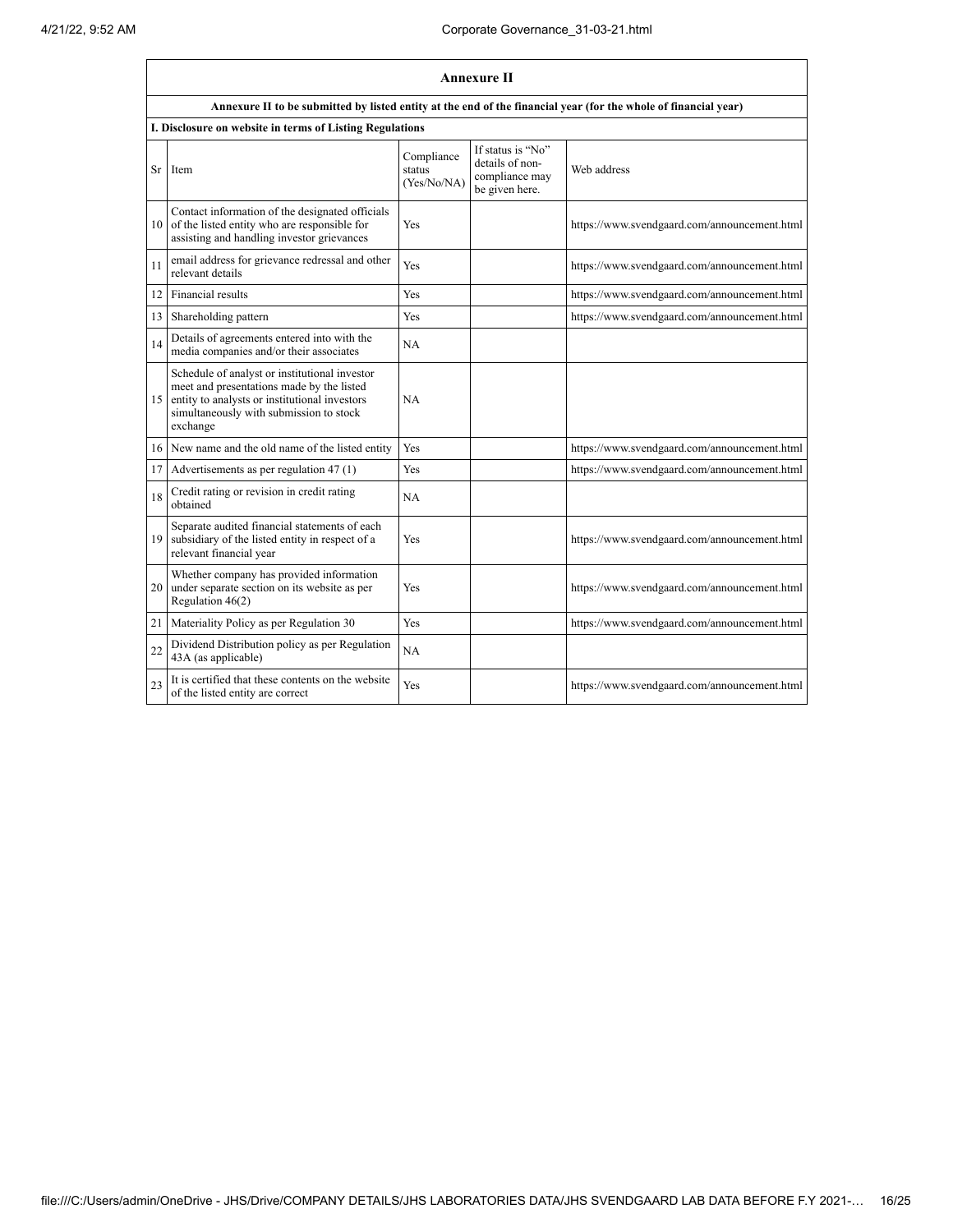## Annexure II

**Annexure II to be submitted by listed entity at the end of the financial year (for the whole of financial year)**

**I. Disclosure on website in terms of Listing Regulations**

| Sr | Item | Compliance status (Yes/No/NA) | If status is "No" details of non-compliance may be given here. | Web address |
|---|---|---|---|---|
| 10 | Contact information of the designated officials of the listed entity who are responsible for assisting and handling investor grievances | Yes | | https://www.svendgaard.com/announcement.html |
| 11 | email address for grievance redressal and other relevant details | Yes | | https://www.svendgaard.com/announcement.html |
| 12 | Financial results | Yes | | https://www.svendgaard.com/announcement.html |
| 13 | Shareholding pattern | Yes | | https://www.svendgaard.com/announcement.html |
| 14 | Details of agreements entered into with the media companies and/or their associates | NA | | |
| 15 | Schedule of analyst or institutional investor meet and presentations made by the listed entity to analysts or institutional investors simultaneously with submission to stock exchange | NA | | |
| 16 | New name and the old name of the listed entity | Yes | | https://www.svendgaard.com/announcement.html |
| 17 | Advertisements as per regulation 47 (1) | Yes | | https://www.svendgaard.com/announcement.html |
| 18 | Credit rating or revision in credit rating obtained | NA | | |
| 19 | Separate audited financial statements of each subsidiary of the listed entity in respect of a relevant financial year | Yes | | https://www.svendgaard.com/announcement.html |
| 20 | Whether company has provided information under separate section on its website as per Regulation 46(2) | Yes | | https://www.svendgaard.com/announcement.html |
| 21 | Materiality Policy as per Regulation 30 | Yes | | https://www.svendgaard.com/announcement.html |
| 22 | Dividend Distribution policy as per Regulation 43A (as applicable) | NA | | |
| 23 | It is certified that these contents on the website of the listed entity are correct | Yes | | https://www.svendgaard.com/announcement.html |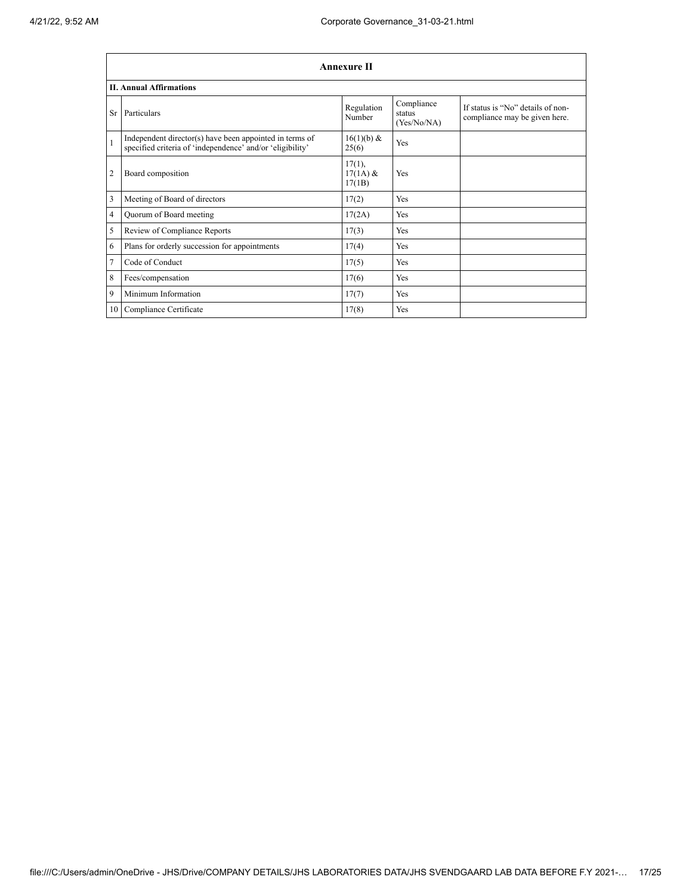| Annexure II | | | | |
|---|---|---|---|---|
| **II. Annual Affirmations** | | | | |
| Sr | Particulars | Regulation Number | Compliance status (Yes/No/NA) | If status is "No" details of non-compliance may be given here. |
| 1 | Independent director(s) have been appointed in terms of specified criteria of 'independence' and/or 'eligibility' | 16(1)(b) & 25(6) | Yes | |
| 2 | Board composition | 17(1), 17(1A) & 17(1B) | Yes | |
| 3 | Meeting of Board of directors | 17(2) | Yes | |
| 4 | Quorum of Board meeting | 17(2A) | Yes | |
| 5 | Review of Compliance Reports | 17(3) | Yes | |
| 6 | Plans for orderly succession for appointments | 17(4) | Yes | |
| 7 | Code of Conduct | 17(5) | Yes | |
| 8 | Fees/compensation | 17(6) | Yes | |
| 9 | Minimum Information | 17(7) | Yes | |
| 10 | Compliance Certificate | 17(8) | Yes | |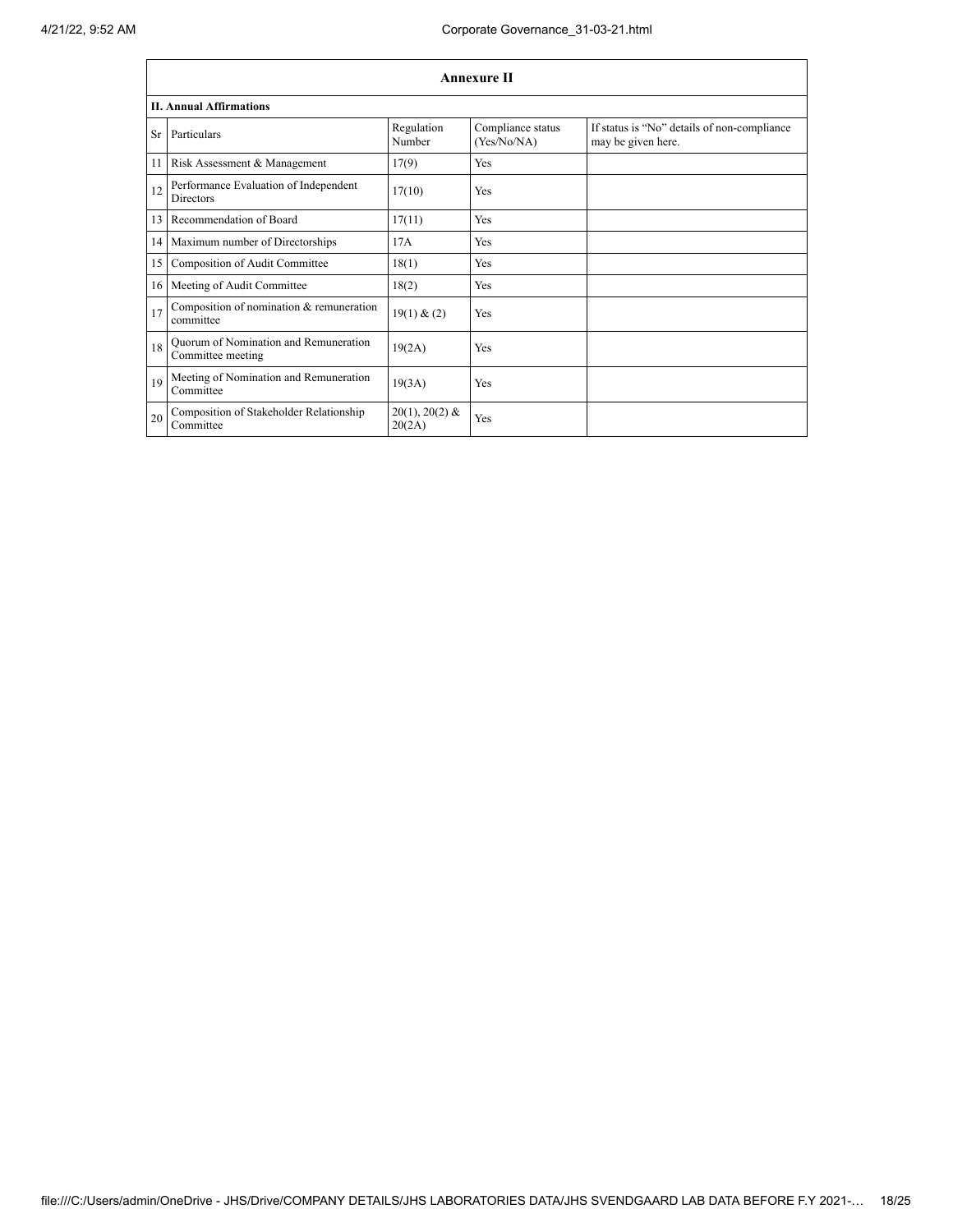## Annexure II

### II. Annual Affirmations

| Sr | Particulars | Regulation Number | Compliance status (Yes/No/NA) | If status is "No" details of non-compliance may be given here. |
|---|---|---|---|---|
| 11 | Risk Assessment & Management | 17(9) | Yes | |
| 12 | Performance Evaluation of Independent Directors | 17(10) | Yes | |
| 13 | Recommendation of Board | 17(11) | Yes | |
| 14 | Maximum number of Directorships | 17A | Yes | |
| 15 | Composition of Audit Committee | 18(1) | Yes | |
| 16 | Meeting of Audit Committee | 18(2) | Yes | |
| 17 | Composition of nomination & remuneration committee | 19(1) & (2) | Yes | |
| 18 | Quorum of Nomination and Remuneration Committee meeting | 19(2A) | Yes | |
| 19 | Meeting of Nomination and Remuneration Committee | 19(3A) | Yes | |
| 20 | Composition of Stakeholder Relationship Committee | 20(1), 20(2) & 20(2A) | Yes | |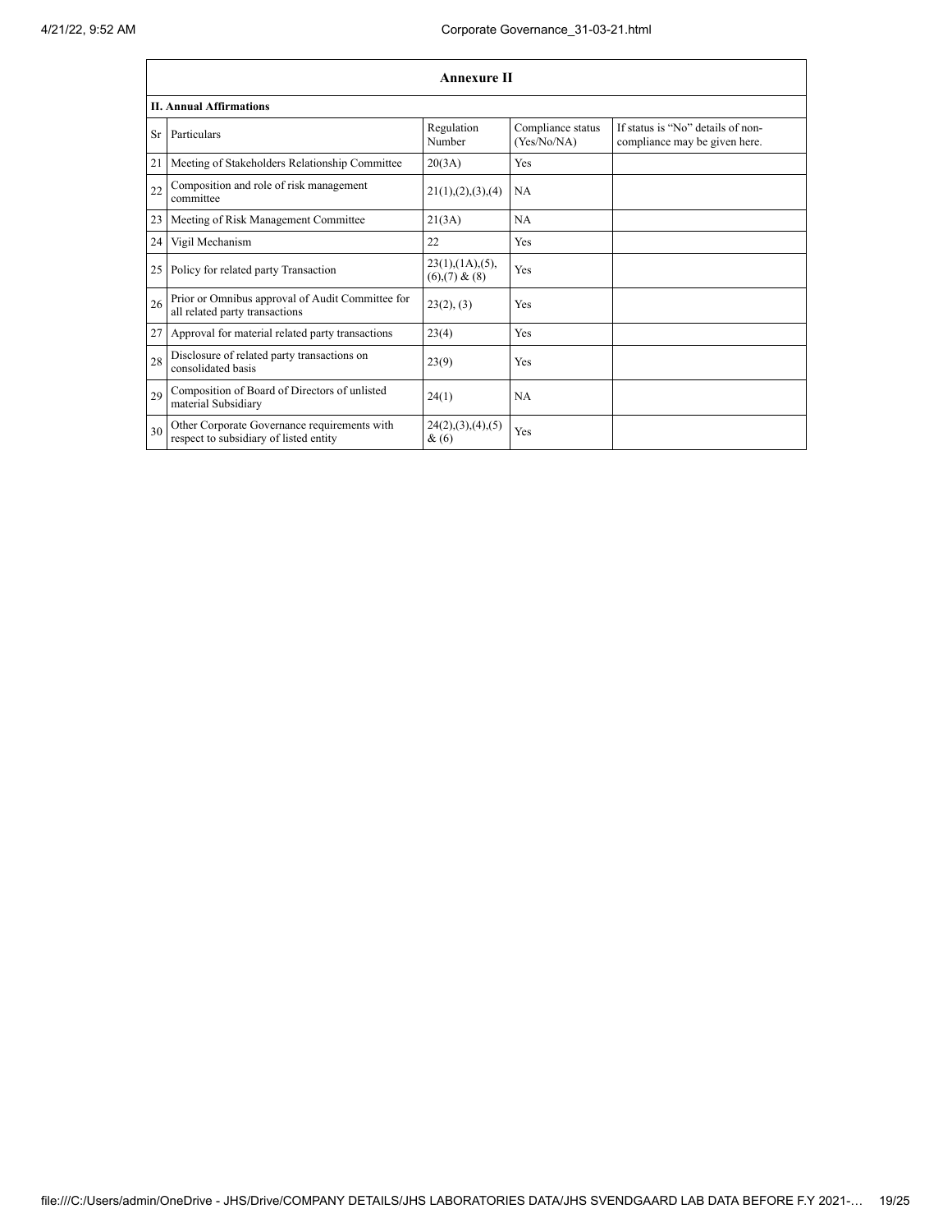## Annexure II

### II. Annual Affirmations

| Sr | Particulars | Regulation Number | Compliance status (Yes/No/NA) | If status is "No" details of non-compliance may be given here. |
|---|---|---|---|---|
| 21 | Meeting of Stakeholders Relationship Committee | 20(3A) | Yes | |
| 22 | Composition and role of risk management committee | 21(1),(2),(3),(4) | NA | |
| 23 | Meeting of Risk Management Committee | 21(3A) | NA | |
| 24 | Vigil Mechanism | 22 | Yes | |
| 25 | Policy for related party Transaction | 23(1),(1A),(5),(6),(7) & (8) | Yes | |
| 26 | Prior or Omnibus approval of Audit Committee for all related party transactions | 23(2), (3) | Yes | |
| 27 | Approval for material related party transactions | 23(4) | Yes | |
| 28 | Disclosure of related party transactions on consolidated basis | 23(9) | Yes | |
| 29 | Composition of Board of Directors of unlisted material Subsidiary | 24(1) | NA | |
| 30 | Other Corporate Governance requirements with respect to subsidiary of listed entity | 24(2),(3),(4),(5) & (6) | Yes | |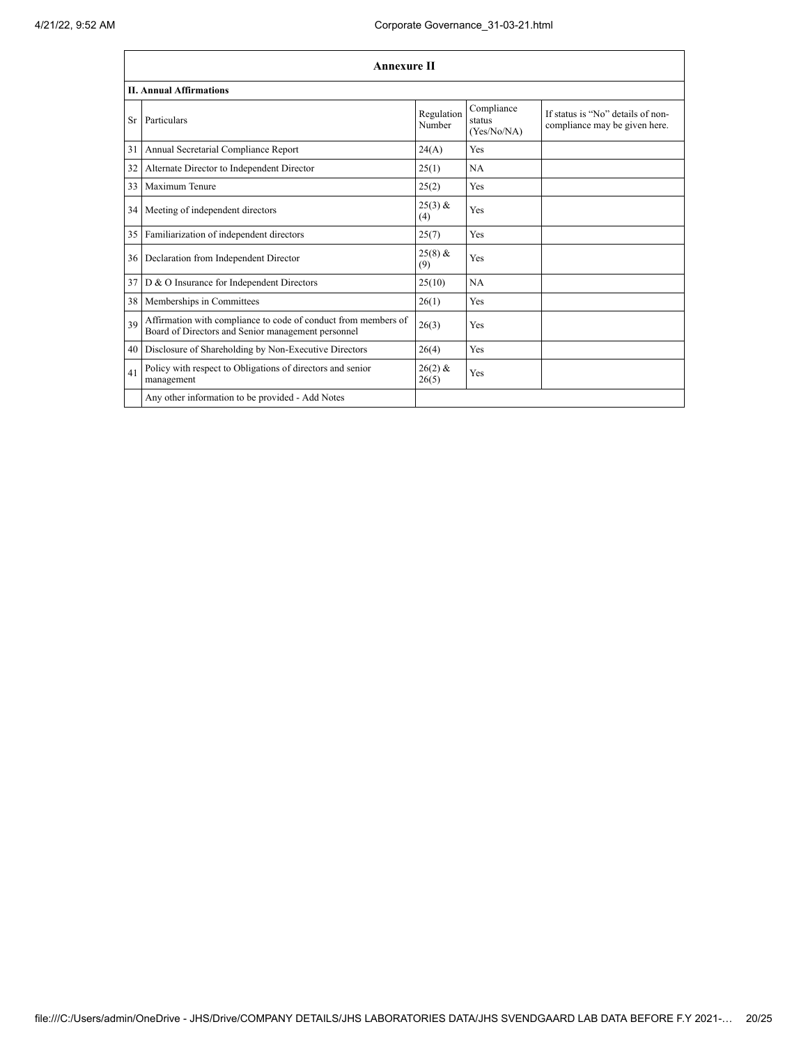## Annexure II

**II. Annual Affirmations**

| Sr | Particulars | Regulation Number | Compliance status (Yes/No/NA) | If status is “No” details of non-compliance may be given here. |
|---|---|---|---|---|
| 31 | Annual Secretarial Compliance Report | 24(A) | Yes | |
| 32 | Alternate Director to Independent Director | 25(1) | NA | |
| 33 | Maximum Tenure | 25(2) | Yes | |
| 34 | Meeting of independent directors | 25(3) & (4) | Yes | |
| 35 | Familiarization of independent directors | 25(7) | Yes | |
| 36 | Declaration from Independent Director | 25(8) & (9) | Yes | |
| 37 | D & O Insurance for Independent Directors | 25(10) | NA | |
| 38 | Memberships in Committees | 26(1) | Yes | |
| 39 | Affirmation with compliance to code of conduct from members of Board of Directors and Senior management personnel | 26(3) | Yes | |
| 40 | Disclosure of Shareholding by Non-Executive Directors | 26(4) | Yes | |
| 41 | Policy with respect to Obligations of directors and senior management | 26(2) & 26(5) | Yes | |
| | Any other information to be provided - Add Notes | | | |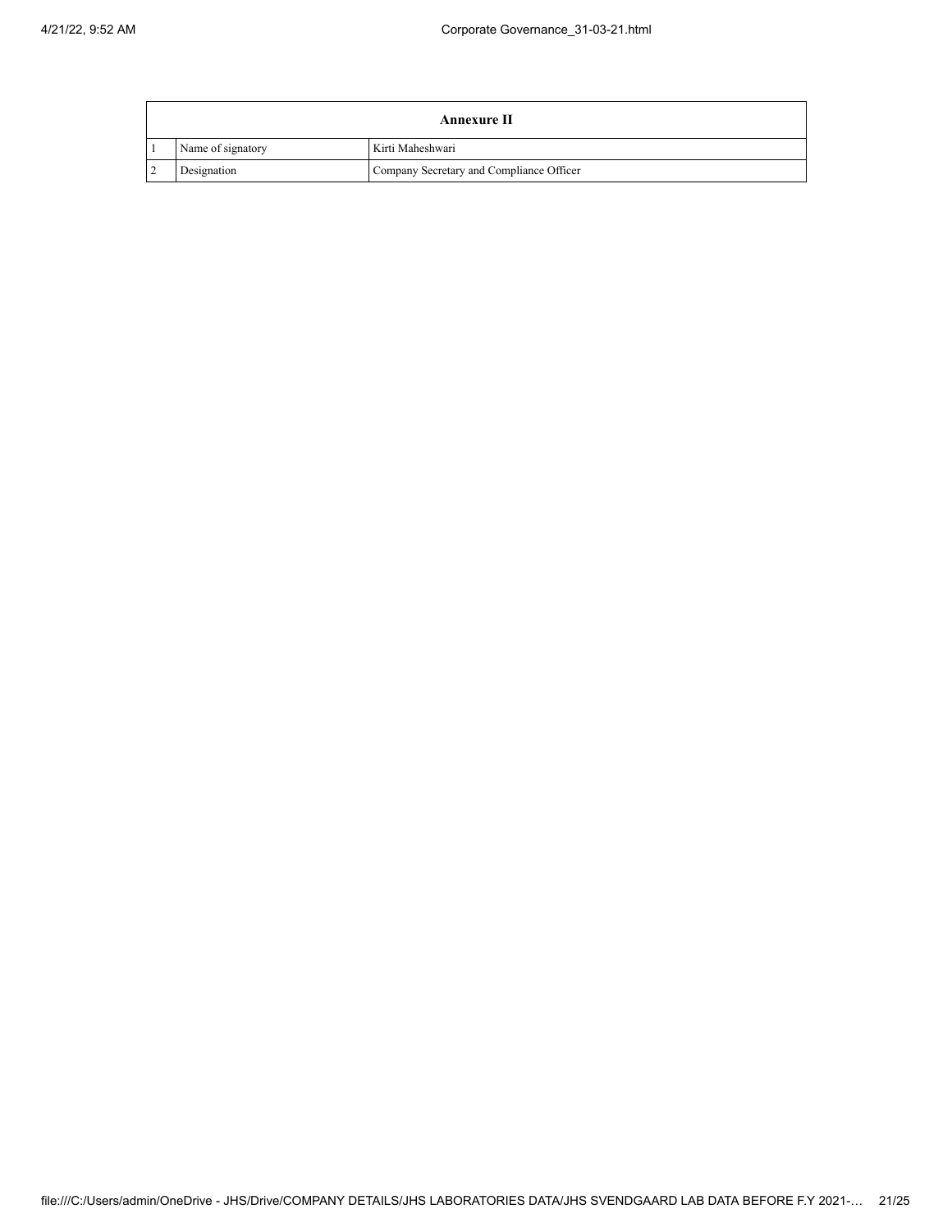| Annexure II | | |
|---|---|---|
| 1 | Name of signatory | Kirti Maheshwari |
| 2 | Designation | Company Secretary and Compliance Officer |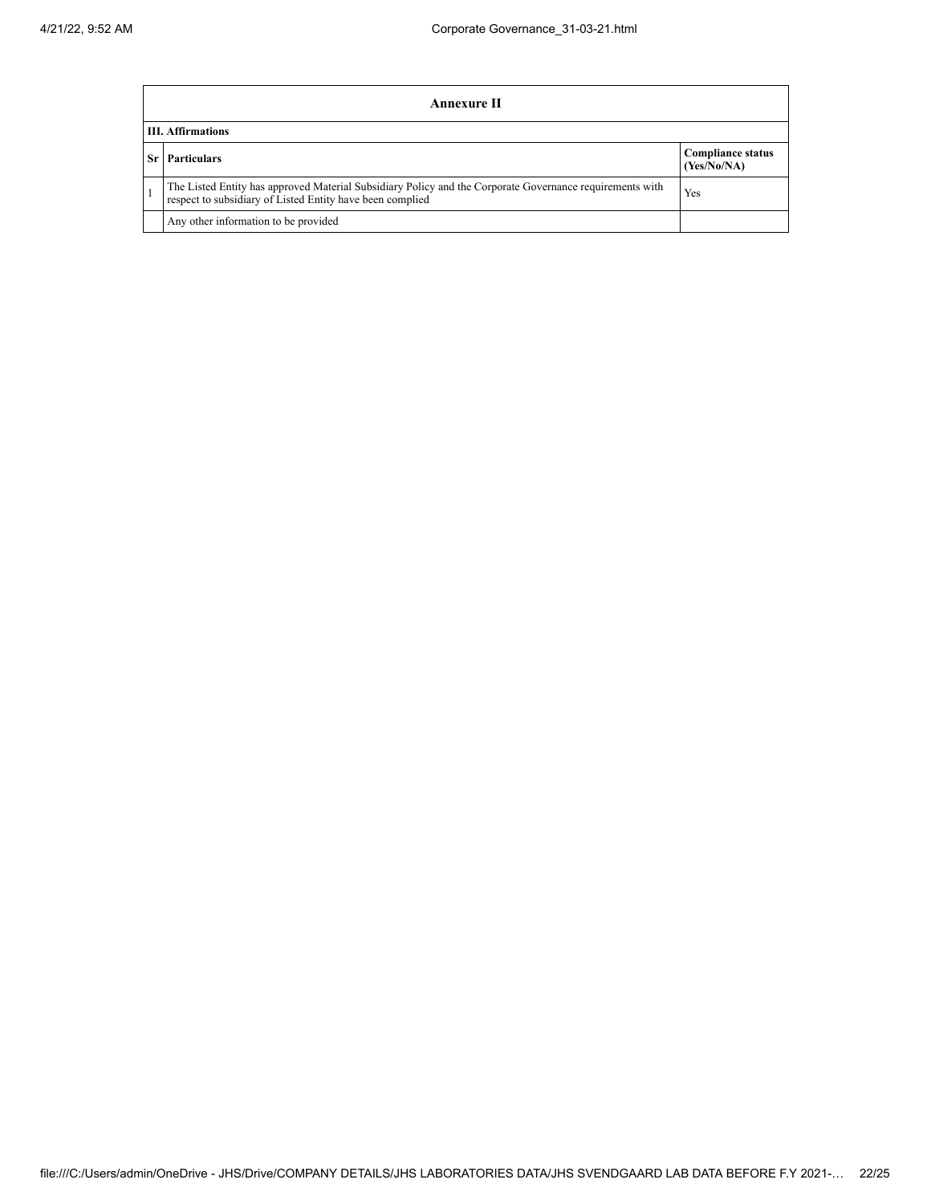| Annexure II | | |
|---|---|---|
| **III. Affirmations** | | |
| **Sr** | **Particulars** | **Compliance status (Yes/No/NA)** |
| 1 | The Listed Entity has approved Material Subsidiary Policy and the Corporate Governance requirements with respect to subsidiary of Listed Entity have been complied | Yes |
| | Any other information to be provided | |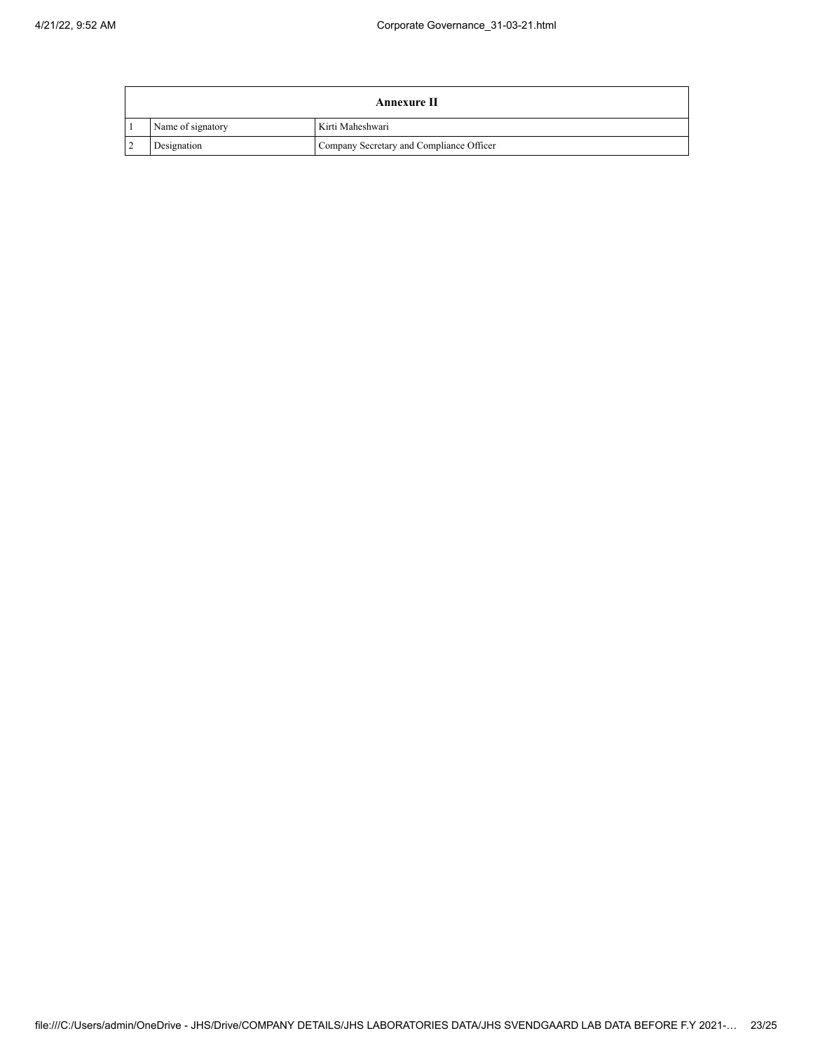| Annexure II | | |
|---|---|---|
| 1 | Name of signatory | Kirti Maheshwari |
| 2 | Designation | Company Secretary and Compliance Officer |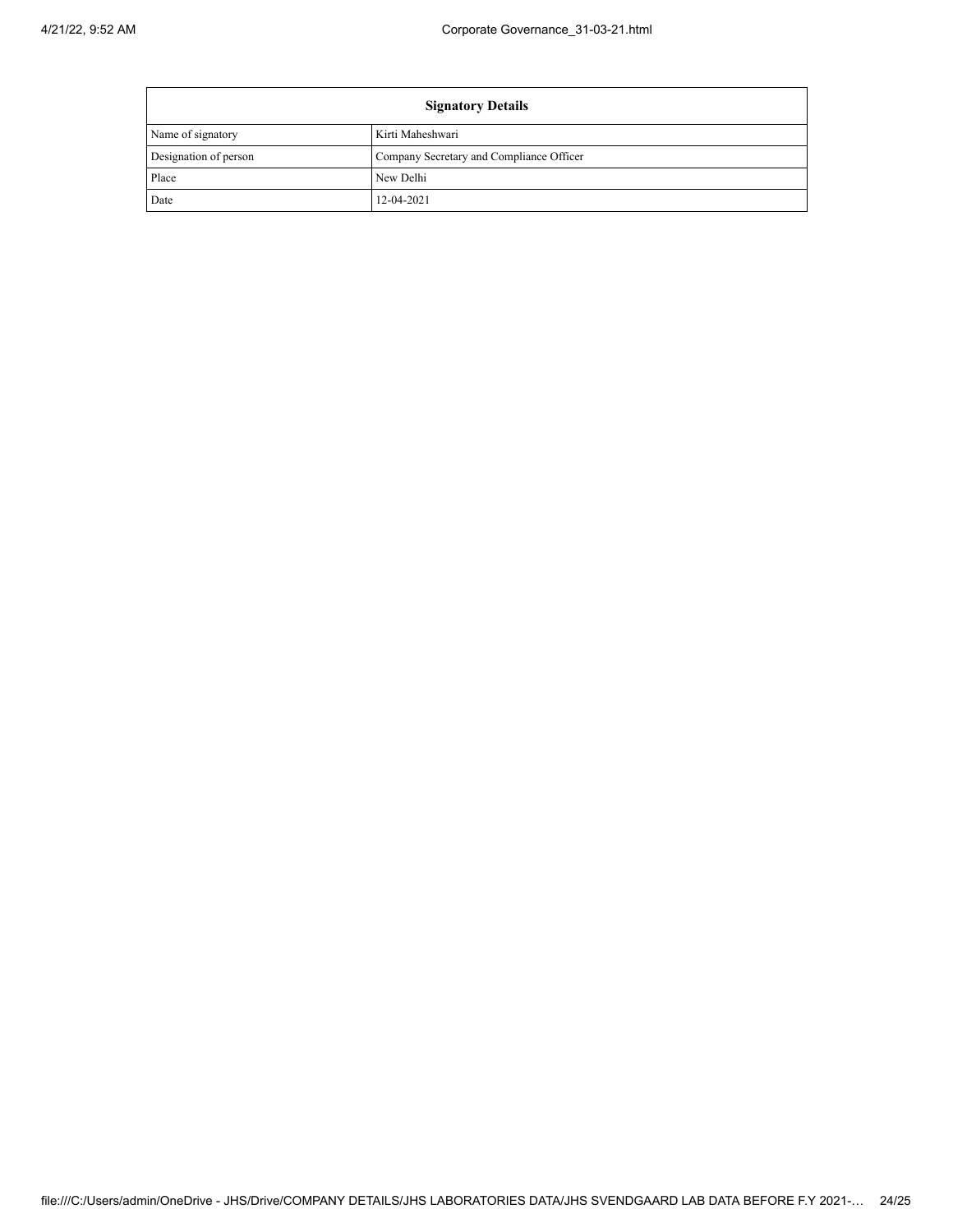| Signatory Details | |
| --- | --- |
| Name of signatory | Kirti Maheshwari |
| Designation of person | Company Secretary and Compliance Officer |
| Place | New Delhi |
| Date | 12-04-2021 |